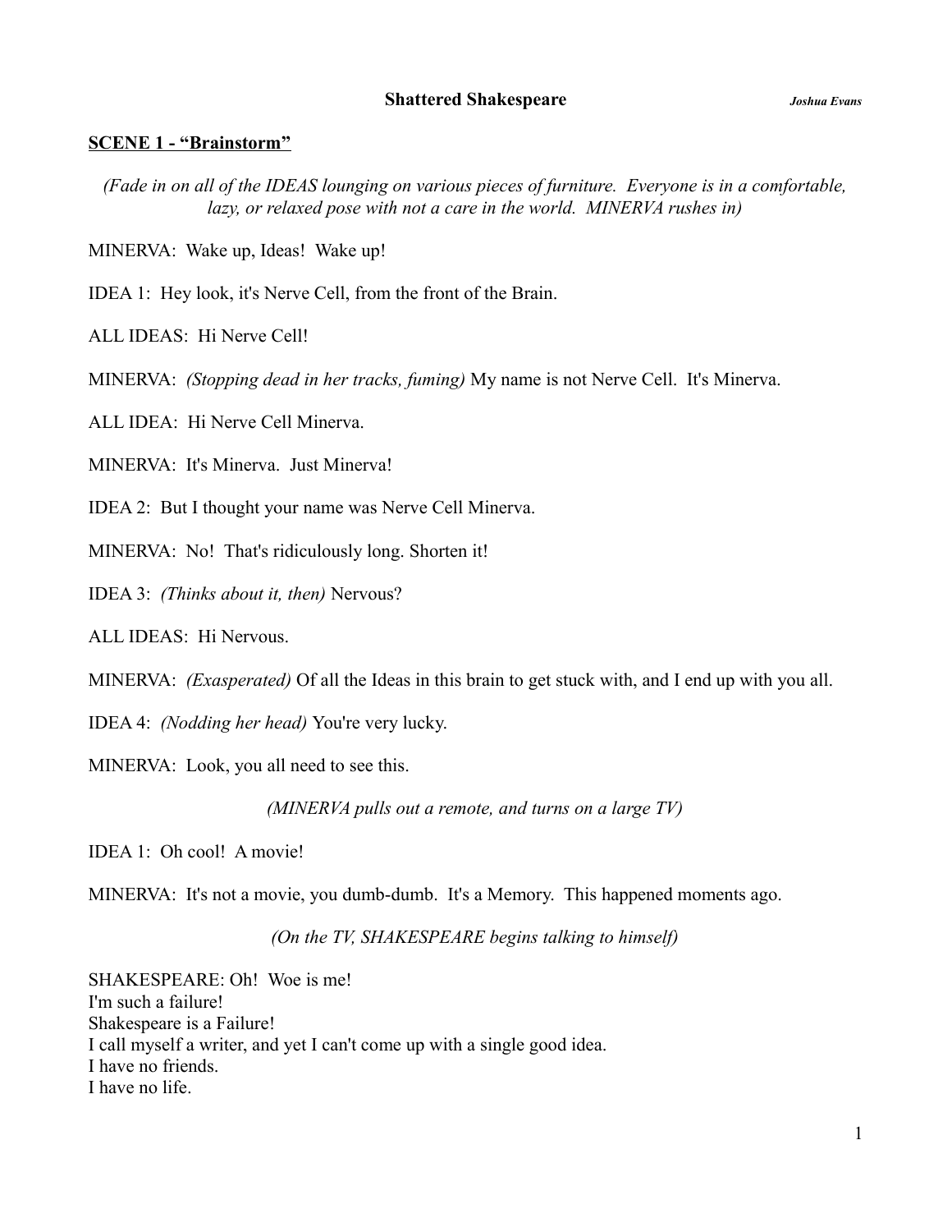**Shattered Shakespeare** ***Joshua Evans***

**SCENE 1 - "Brainstorm"**

*(Fade in on all of the IDEAS lounging on various pieces of furniture. Everyone is in a comfortable, lazy, or relaxed pose with not a care in the world. MINERVA rushes in)*

MINERVA: Wake up, Ideas! Wake up!

IDEA 1: Hey look, it's Nerve Cell, from the front of the Brain.

ALL IDEAS: Hi Nerve Cell!

MINERVA: *(Stopping dead in her tracks, fuming)* My name is not Nerve Cell. It's Minerva.

ALL IDEA: Hi Nerve Cell Minerva.

MINERVA: It's Minerva. Just Minerva!

IDEA 2: But I thought your name was Nerve Cell Minerva.

MINERVA: No! That's ridiculously long. Shorten it!

IDEA 3: *(Thinks about it, then)* Nervous?

ALL IDEAS: Hi Nervous.

MINERVA: *(Exasperated)* Of all the Ideas in this brain to get stuck with, and I end up with you all.

IDEA 4: *(Nodding her head)* You're very lucky.

MINERVA: Look, you all need to see this.

*(MINERVA pulls out a remote, and turns on a large TV)*

IDEA 1: Oh cool! A movie!

MINERVA: It's not a movie, you dumb-dumb. It's a Memory. This happened moments ago.

*(On the TV, SHAKESPEARE begins talking to himself)*

SHAKESPEARE: Oh! Woe is me!
I'm such a failure!
Shakespeare is a Failure!
I call myself a writer, and yet I can't come up with a single good idea.
I have no friends.
I have no life.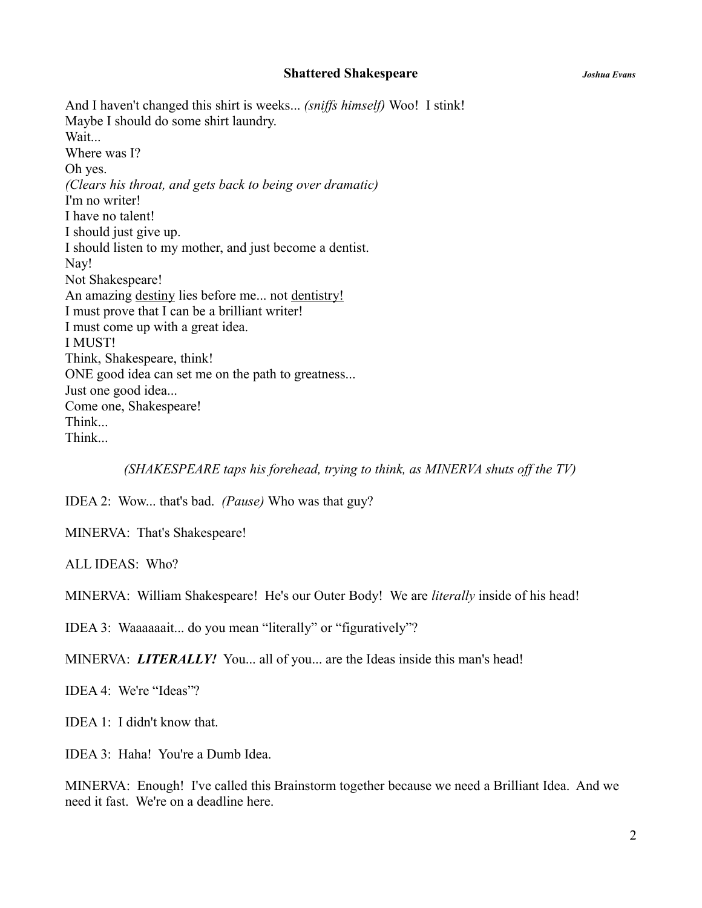And I haven't changed this shirt is weeks... *(sniffs himself)* Woo!  I stink!  
Maybe I should do some shirt laundry.  
Wait...  
Where was I?  
Oh yes.  
*(Clears his throat, and gets back to being over dramatic)*  
I'm no writer!  
I have no talent!  
I should just give up.  
I should listen to my mother, and just become a dentist.  
Nay!  
Not Shakespeare!  
An amazing <u>destiny</u> lies before me... not <u>dentistry!</u>  
I must prove that I can be a brilliant writer!  
I must come up with a great idea.  
I MUST!  
Think, Shakespeare, think!  
ONE good idea can set me on the path to greatness...  
Just one good idea...  
Come one, Shakespeare!  
Think...  
Think...

*(SHAKESPEARE taps his forehead, trying to think, as MINERVA shuts off the TV)*

IDEA 2:  Wow... that's bad.  *(Pause)* Who was that guy?

MINERVA:  That's Shakespeare!

ALL IDEAS:  Who?

MINERVA:  William Shakespeare!  He's our Outer Body!  We are *literally* inside of his head!

IDEA 3:  Waaaaaait... do you mean "literally" or "figuratively"?

MINERVA:  ***LITERALLY!***  You... all of you... are the Ideas inside this man's head!

IDEA 4:  We're "Ideas"?

IDEA 1:  I didn't know that.

IDEA 3:  Haha!  You're a Dumb Idea.

MINERVA:  Enough!  I've called this Brainstorm together because we need a Brilliant Idea.  And we need it fast.  We're on a deadline here.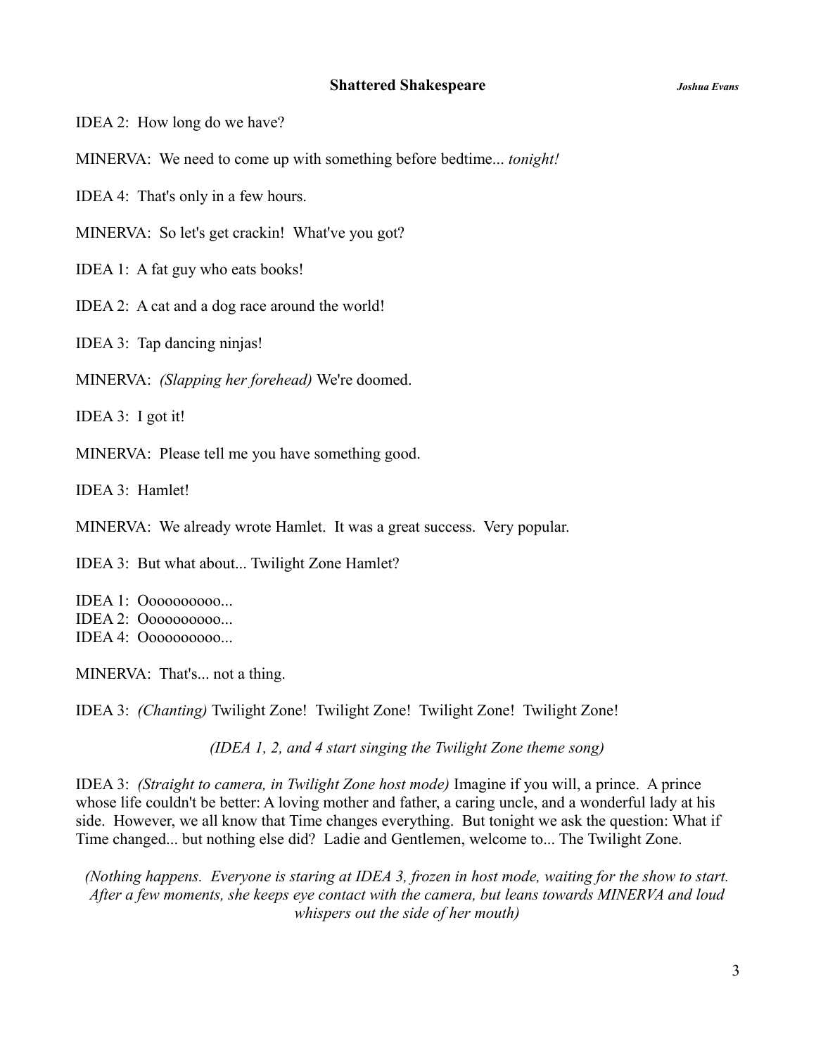IDEA 2: How long do we have?

MINERVA: We need to come up with something before bedtime... *tonight!*

IDEA 4: That's only in a few hours.

MINERVA: So let's get crackin! What've you got?

IDEA 1: A fat guy who eats books!

IDEA 2: A cat and a dog race around the world!

IDEA 3: Tap dancing ninjas!

MINERVA: *(Slapping her forehead)* We're doomed.

IDEA 3: I got it!

MINERVA: Please tell me you have something good.

IDEA 3: Hamlet!

MINERVA: We already wrote Hamlet. It was a great success. Very popular.

IDEA 3: But what about... Twilight Zone Hamlet?

IDEA 1: Oooooooooo...
IDEA 2: Oooooooooo...
IDEA 4: Oooooooooo...

MINERVA: That's... not a thing.

IDEA 3: *(Chanting)* Twilight Zone! Twilight Zone! Twilight Zone! Twilight Zone!

*(IDEA 1, 2, and 4 start singing the Twilight Zone theme song)*

IDEA 3: *(Straight to camera, in Twilight Zone host mode)* Imagine if you will, a prince. A prince whose life couldn't be better: A loving mother and father, a caring uncle, and a wonderful lady at his side. However, we all know that Time changes everything. But tonight we ask the question: What if Time changed... but nothing else did? Ladie and Gentlemen, welcome to... The Twilight Zone.

*(Nothing happens. Everyone is staring at IDEA 3, frozen in host mode, waiting for the show to start. After a few moments, she keeps eye contact with the camera, but leans towards MINERVA and loud whispers out the side of her mouth)*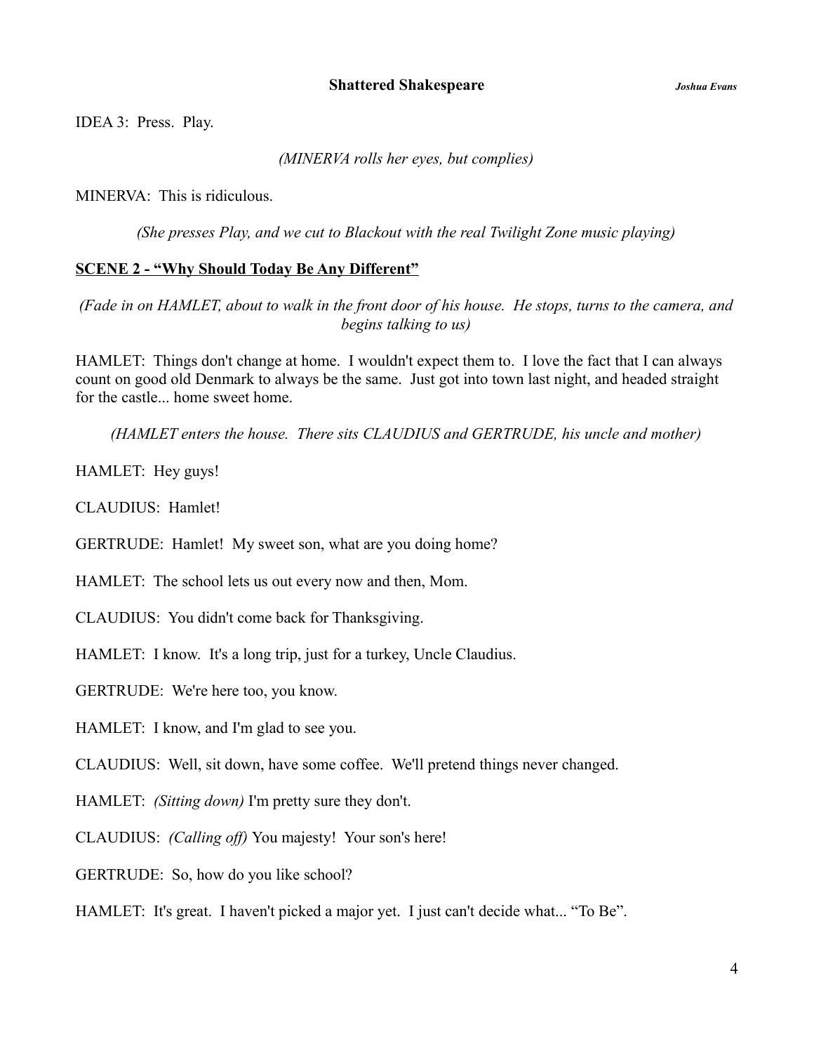IDEA 3: Press. Play.

*(MINERVA rolls her eyes, but complies)*

MINERVA: This is ridiculous.

*(She presses Play, and we cut to Blackout with the real Twilight Zone music playing)*

**<u>SCENE 2 - "Why Should Today Be Any Different"</u>**

*(Fade in on HAMLET, about to walk in the front door of his house. He stops, turns to the camera, and begins talking to us)*

HAMLET: Things don't change at home. I wouldn't expect them to. I love the fact that I can always count on good old Denmark to always be the same. Just got into town last night, and headed straight for the castle... home sweet home.

*(HAMLET enters the house. There sits CLAUDIUS and GERTRUDE, his uncle and mother)*

HAMLET: Hey guys!

CLAUDIUS: Hamlet!

GERTRUDE: Hamlet! My sweet son, what are you doing home?

HAMLET: The school lets us out every now and then, Mom.

CLAUDIUS: You didn't come back for Thanksgiving.

HAMLET: I know. It's a long trip, just for a turkey, Uncle Claudius.

GERTRUDE: We're here too, you know.

HAMLET: I know, and I'm glad to see you.

CLAUDIUS: Well, sit down, have some coffee. We'll pretend things never changed.

HAMLET: *(Sitting down)* I'm pretty sure they don't.

CLAUDIUS: *(Calling off)* You majesty! Your son's here!

GERTRUDE: So, how do you like school?

HAMLET: It's great. I haven't picked a major yet. I just can't decide what... "To Be".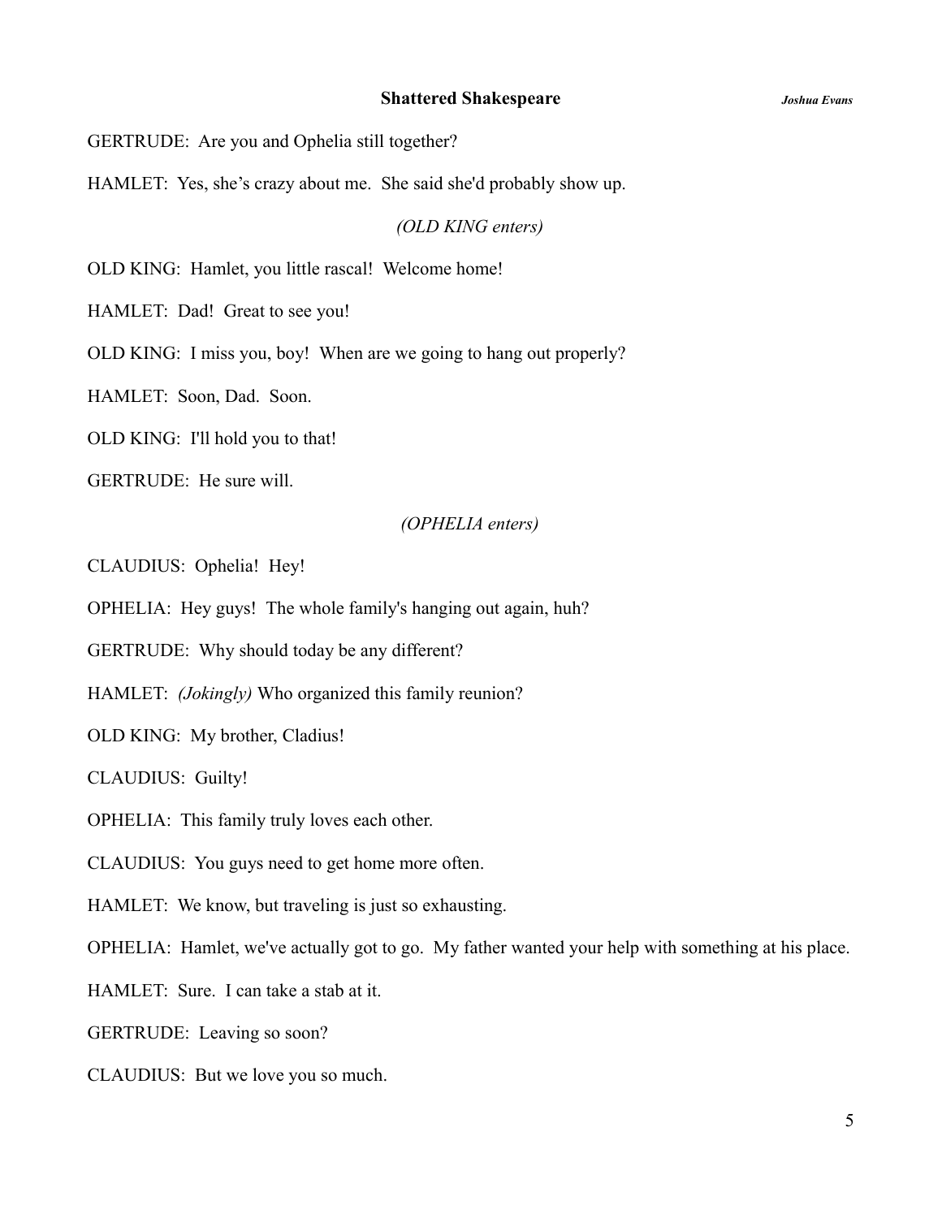GERTRUDE: Are you and Ophelia still together?

HAMLET: Yes, she's crazy about me. She said she'd probably show up.

*(OLD KING enters)*

OLD KING: Hamlet, you little rascal! Welcome home!

HAMLET: Dad! Great to see you!

OLD KING: I miss you, boy! When are we going to hang out properly?

HAMLET: Soon, Dad. Soon.

OLD KING: I'll hold you to that!

GERTRUDE: He sure will.

*(OPHELIA enters)*

CLAUDIUS: Ophelia! Hey!

OPHELIA: Hey guys! The whole family's hanging out again, huh?

GERTRUDE: Why should today be any different?

HAMLET: *(Jokingly)* Who organized this family reunion?

OLD KING: My brother, Cladius!

CLAUDIUS: Guilty!

OPHELIA: This family truly loves each other.

CLAUDIUS: You guys need to get home more often.

HAMLET: We know, but traveling is just so exhausting.

OPHELIA: Hamlet, we've actually got to go. My father wanted your help with something at his place.

HAMLET: Sure. I can take a stab at it.

GERTRUDE: Leaving so soon?

CLAUDIUS: But we love you so much.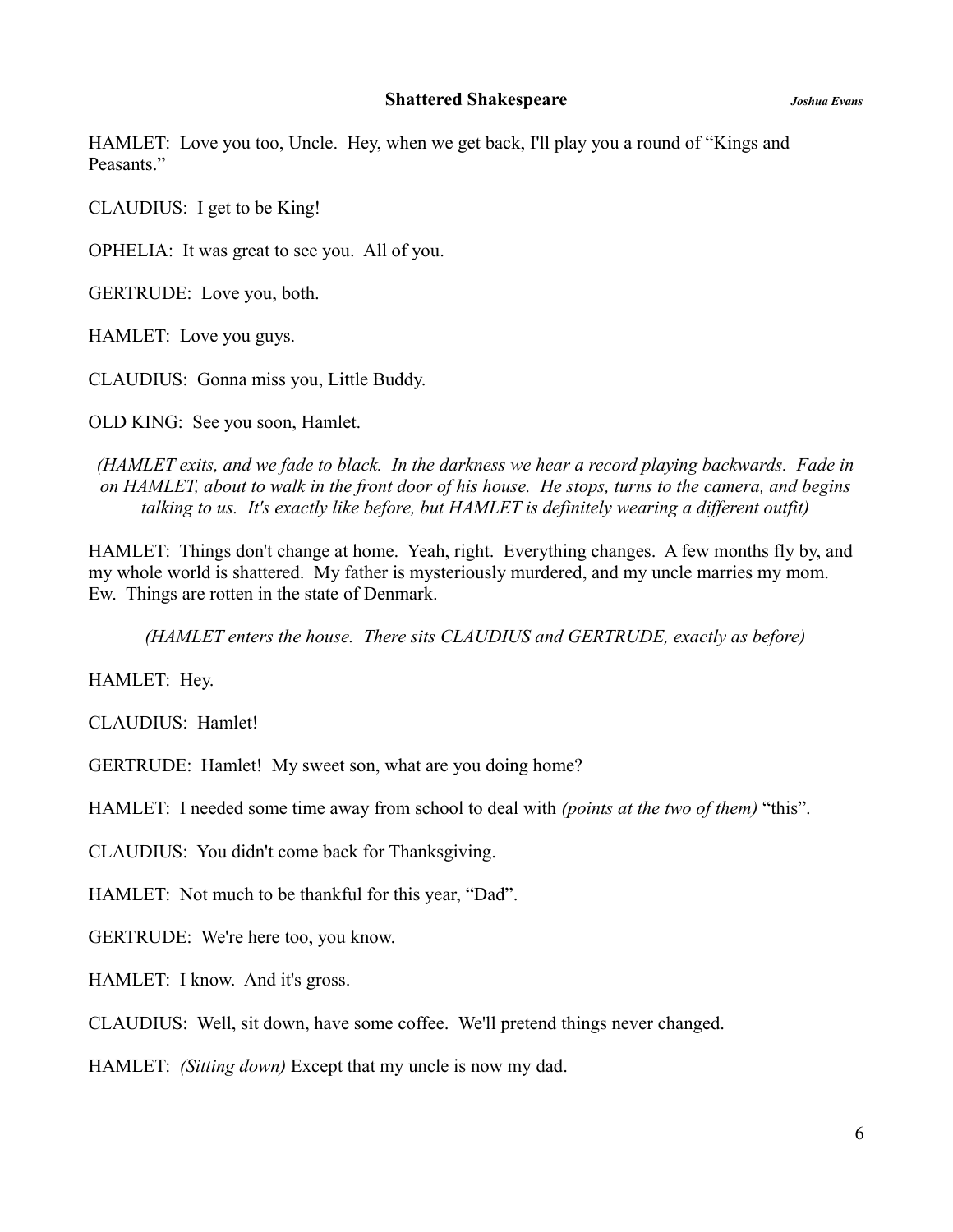HAMLET: Love you too, Uncle. Hey, when we get back, I'll play you a round of "Kings and Peasants."

CLAUDIUS: I get to be King!

OPHELIA: It was great to see you. All of you.

GERTRUDE: Love you, both.

HAMLET: Love you guys.

CLAUDIUS: Gonna miss you, Little Buddy.

OLD KING: See you soon, Hamlet.

*(HAMLET exits, and we fade to black. In the darkness we hear a record playing backwards. Fade in on HAMLET, about to walk in the front door of his house. He stops, turns to the camera, and begins talking to us. It's exactly like before, but HAMLET is definitely wearing a different outfit)*

HAMLET: Things don't change at home. Yeah, right. Everything changes. A few months fly by, and my whole world is shattered. My father is mysteriously murdered, and my uncle marries my mom. Ew. Things are rotten in the state of Denmark.

*(HAMLET enters the house. There sits CLAUDIUS and GERTRUDE, exactly as before)*

HAMLET: Hey.

CLAUDIUS: Hamlet!

GERTRUDE: Hamlet! My sweet son, what are you doing home?

HAMLET: I needed some time away from school to deal with *(points at the two of them)* "this".

CLAUDIUS: You didn't come back for Thanksgiving.

HAMLET: Not much to be thankful for this year, "Dad".

GERTRUDE: We're here too, you know.

HAMLET: I know. And it's gross.

CLAUDIUS: Well, sit down, have some coffee. We'll pretend things never changed.

HAMLET: *(Sitting down)* Except that my uncle is now my dad.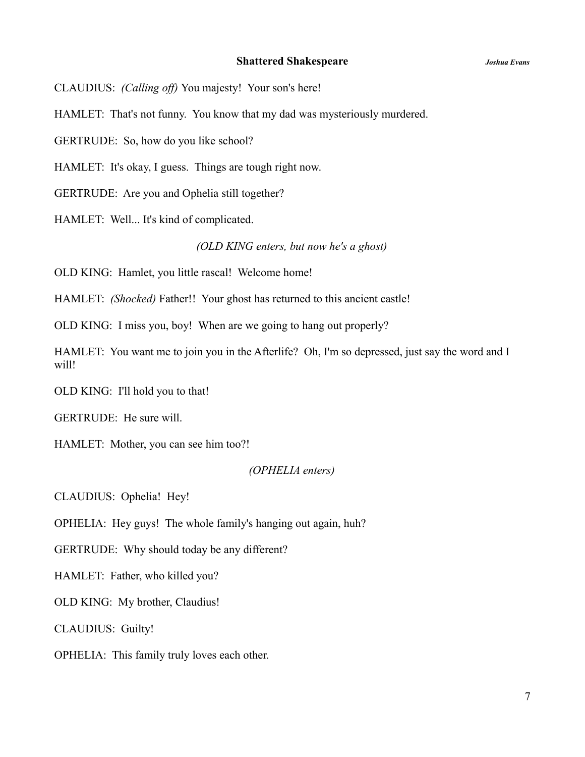CLAUDIUS: *(Calling off)* You majesty! Your son's here!

HAMLET: That's not funny. You know that my dad was mysteriously murdered.

GERTRUDE: So, how do you like school?

HAMLET: It's okay, I guess. Things are tough right now.

GERTRUDE: Are you and Ophelia still together?

HAMLET: Well... It's kind of complicated.

*(OLD KING enters, but now he's a ghost)*

OLD KING: Hamlet, you little rascal! Welcome home!

HAMLET: *(Shocked)* Father!! Your ghost has returned to this ancient castle!

OLD KING: I miss you, boy! When are we going to hang out properly?

HAMLET: You want me to join you in the Afterlife? Oh, I'm so depressed, just say the word and I will!

OLD KING: I'll hold you to that!

GERTRUDE: He sure will.

HAMLET: Mother, you can see him too?!

*(OPHELIA enters)*

CLAUDIUS: Ophelia! Hey!

OPHELIA: Hey guys! The whole family's hanging out again, huh?

GERTRUDE: Why should today be any different?

HAMLET: Father, who killed you?

OLD KING: My brother, Claudius!

CLAUDIUS: Guilty!

OPHELIA: This family truly loves each other.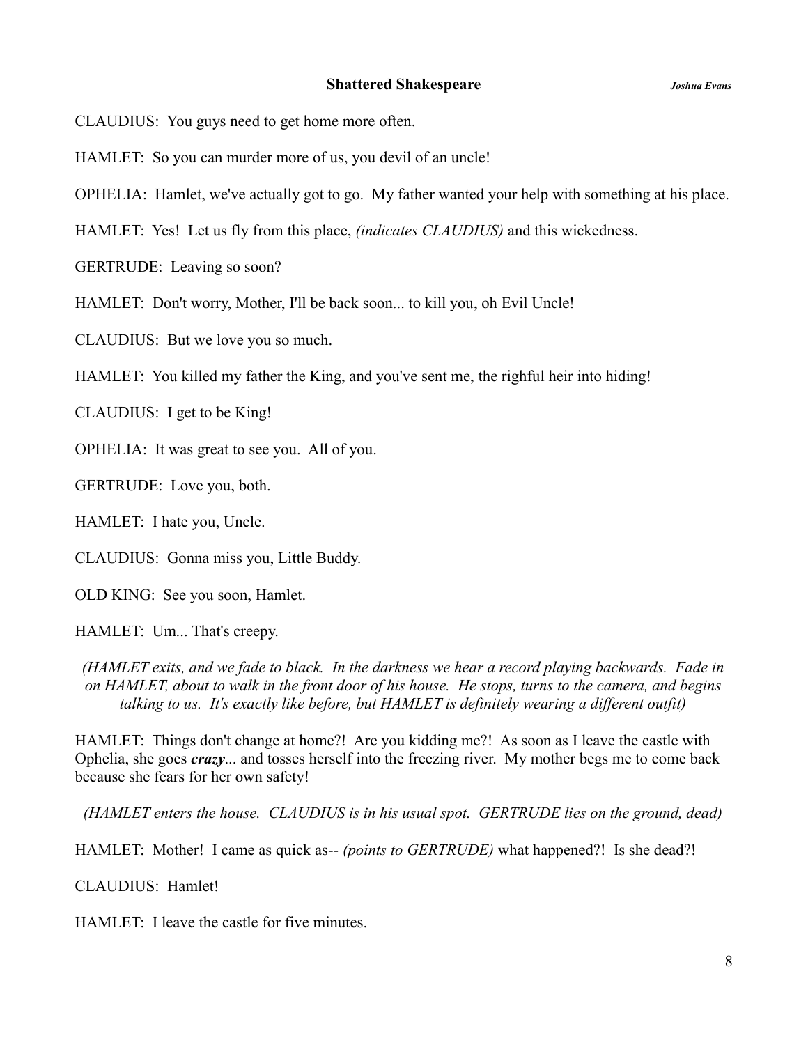CLAUDIUS: You guys need to get home more often.

HAMLET: So you can murder more of us, you devil of an uncle!

OPHELIA: Hamlet, we've actually got to go. My father wanted your help with something at his place.

HAMLET: Yes! Let us fly from this place, *(indicates CLAUDIUS)* and this wickedness.

GERTRUDE: Leaving so soon?

HAMLET: Don't worry, Mother, I'll be back soon... to kill you, oh Evil Uncle!

CLAUDIUS: But we love you so much.

HAMLET: You killed my father the King, and you've sent me, the righful heir into hiding!

CLAUDIUS: I get to be King!

OPHELIA: It was great to see you. All of you.

GERTRUDE: Love you, both.

HAMLET: I hate you, Uncle.

CLAUDIUS: Gonna miss you, Little Buddy.

OLD KING: See you soon, Hamlet.

HAMLET: Um... That's creepy.

*(HAMLET exits, and we fade to black. In the darkness we hear a record playing backwards. Fade in on HAMLET, about to walk in the front door of his house. He stops, turns to the camera, and begins talking to us. It's exactly like before, but HAMLET is definitely wearing a different outfit)*

HAMLET: Things don't change at home?! Are you kidding me?! As soon as I leave the castle with Ophelia, she goes ***crazy***... and tosses herself into the freezing river. My mother begs me to come back because she fears for her own safety!

*(HAMLET enters the house. CLAUDIUS is in his usual spot. GERTRUDE lies on the ground, dead)*

HAMLET: Mother! I came as quick as-- *(points to GERTRUDE)* what happened?! Is she dead?!

CLAUDIUS: Hamlet!

HAMLET: I leave the castle for five minutes.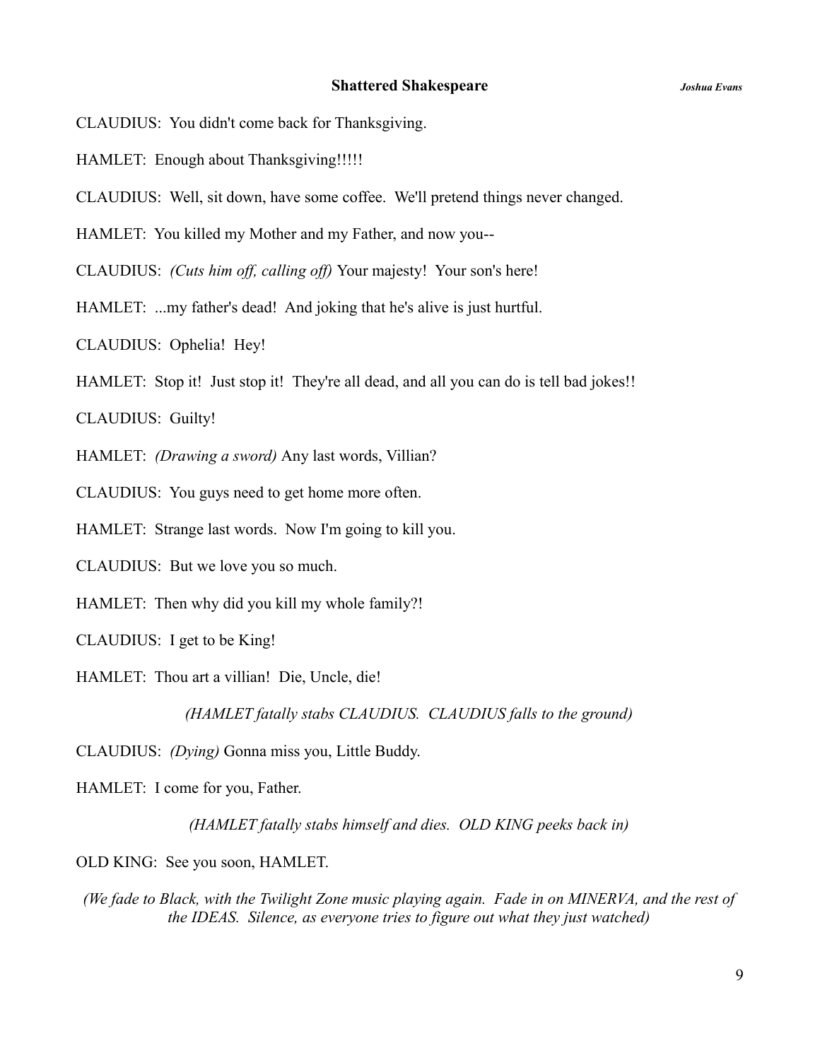CLAUDIUS: You didn't come back for Thanksgiving.

HAMLET: Enough about Thanksgiving!!!!!

CLAUDIUS: Well, sit down, have some coffee. We'll pretend things never changed.

HAMLET: You killed my Mother and my Father, and now you--

CLAUDIUS: *(Cuts him off, calling off)* Your majesty! Your son's here!

HAMLET: ...my father's dead! And joking that he's alive is just hurtful.

CLAUDIUS: Ophelia! Hey!

HAMLET: Stop it! Just stop it! They're all dead, and all you can do is tell bad jokes!!

CLAUDIUS: Guilty!

HAMLET: *(Drawing a sword)* Any last words, Villian?

CLAUDIUS: You guys need to get home more often.

HAMLET: Strange last words. Now I'm going to kill you.

CLAUDIUS: But we love you so much.

HAMLET: Then why did you kill my whole family?!

CLAUDIUS: I get to be King!

HAMLET: Thou art a villian! Die, Uncle, die!

*(HAMLET fatally stabs CLAUDIUS. CLAUDIUS falls to the ground)*

CLAUDIUS: *(Dying)* Gonna miss you, Little Buddy.

HAMLET: I come for you, Father.

*(HAMLET fatally stabs himself and dies. OLD KING peeks back in)*

OLD KING: See you soon, HAMLET.

*(We fade to Black, with the Twilight Zone music playing again. Fade in on MINERVA, and the rest of the IDEAS. Silence, as everyone tries to figure out what they just watched)*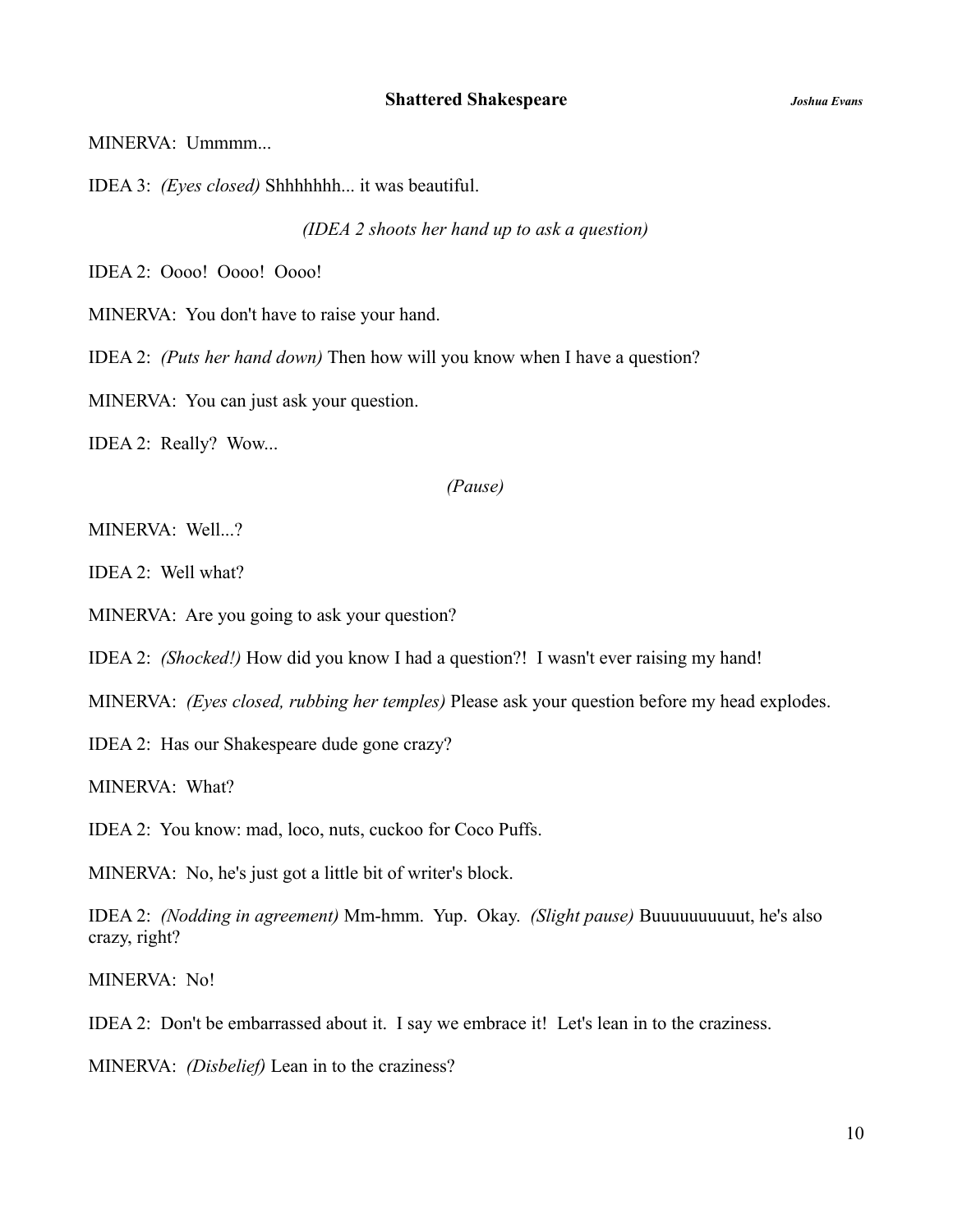MINERVA: Ummmm...

IDEA 3: *(Eyes closed)* Shhhhhhh... it was beautiful.

*(IDEA 2 shoots her hand up to ask a question)*

IDEA 2: Oooo! Oooo! Oooo!

MINERVA: You don't have to raise your hand.

IDEA 2: *(Puts her hand down)* Then how will you know when I have a question?

MINERVA: You can just ask your question.

IDEA 2: Really? Wow...

*(Pause)*

MINERVA: Well...?

IDEA 2: Well what?

MINERVA: Are you going to ask your question?

IDEA 2: *(Shocked!)* How did you know I had a question?! I wasn't ever raising my hand!

MINERVA: *(Eyes closed, rubbing her temples)* Please ask your question before my head explodes.

IDEA 2: Has our Shakespeare dude gone crazy?

MINERVA: What?

IDEA 2: You know: mad, loco, nuts, cuckoo for Coco Puffs.

MINERVA: No, he's just got a little bit of writer's block.

IDEA 2: *(Nodding in agreement)* Mm-hmm. Yup. Okay. *(Slight pause)* Buuuuuuuuuut, he's also crazy, right?

MINERVA: No!

IDEA 2: Don't be embarrassed about it. I say we embrace it! Let's lean in to the craziness.

MINERVA: *(Disbelief)* Lean in to the craziness?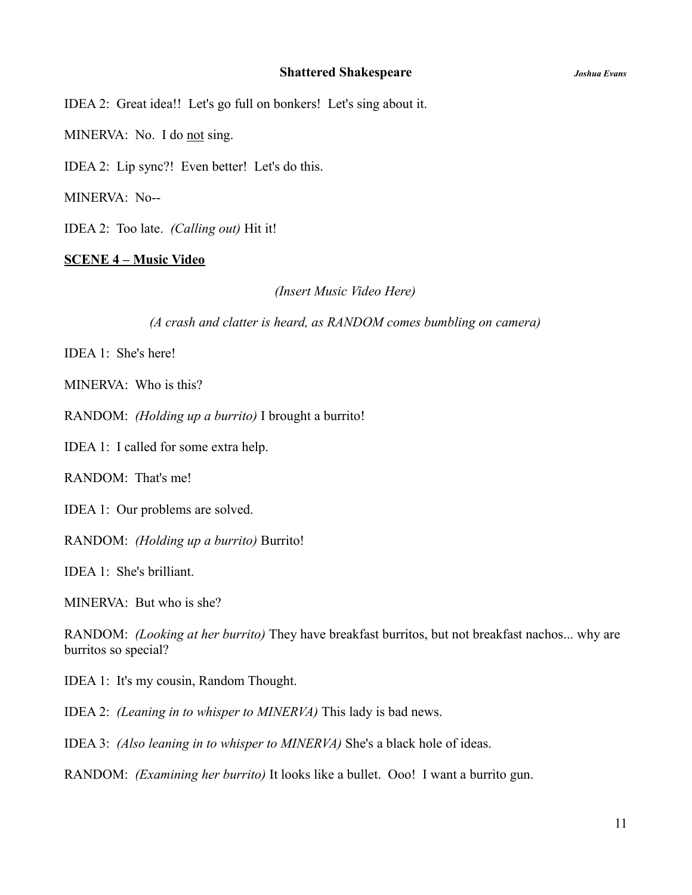IDEA 2: Great idea!! Let's go full on bonkers! Let's sing about it.

MINERVA: No. I do <u>not</u> sing.

IDEA 2: Lip sync?! Even better! Let's do this.

MINERVA: No--

IDEA 2: Too late. *(Calling out)* Hit it!

**<u>SCENE 4 – Music Video</u>**

*(Insert Music Video Here)*

*(A crash and clatter is heard, as RANDOM comes bumbling on camera)*

IDEA 1: She's here!

MINERVA: Who is this?

RANDOM: *(Holding up a burrito)* I brought a burrito!

IDEA 1: I called for some extra help.

RANDOM: That's me!

IDEA 1: Our problems are solved.

RANDOM: *(Holding up a burrito)* Burrito!

IDEA 1: She's brilliant.

MINERVA: But who is she?

RANDOM: *(Looking at her burrito)* They have breakfast burritos, but not breakfast nachos... why are burritos so special?

IDEA 1: It's my cousin, Random Thought.

IDEA 2: *(Leaning in to whisper to MINERVA)* This lady is bad news.

IDEA 3: *(Also leaning in to whisper to MINERVA)* She's a black hole of ideas.

RANDOM: *(Examining her burrito)* It looks like a bullet. Ooo! I want a burrito gun.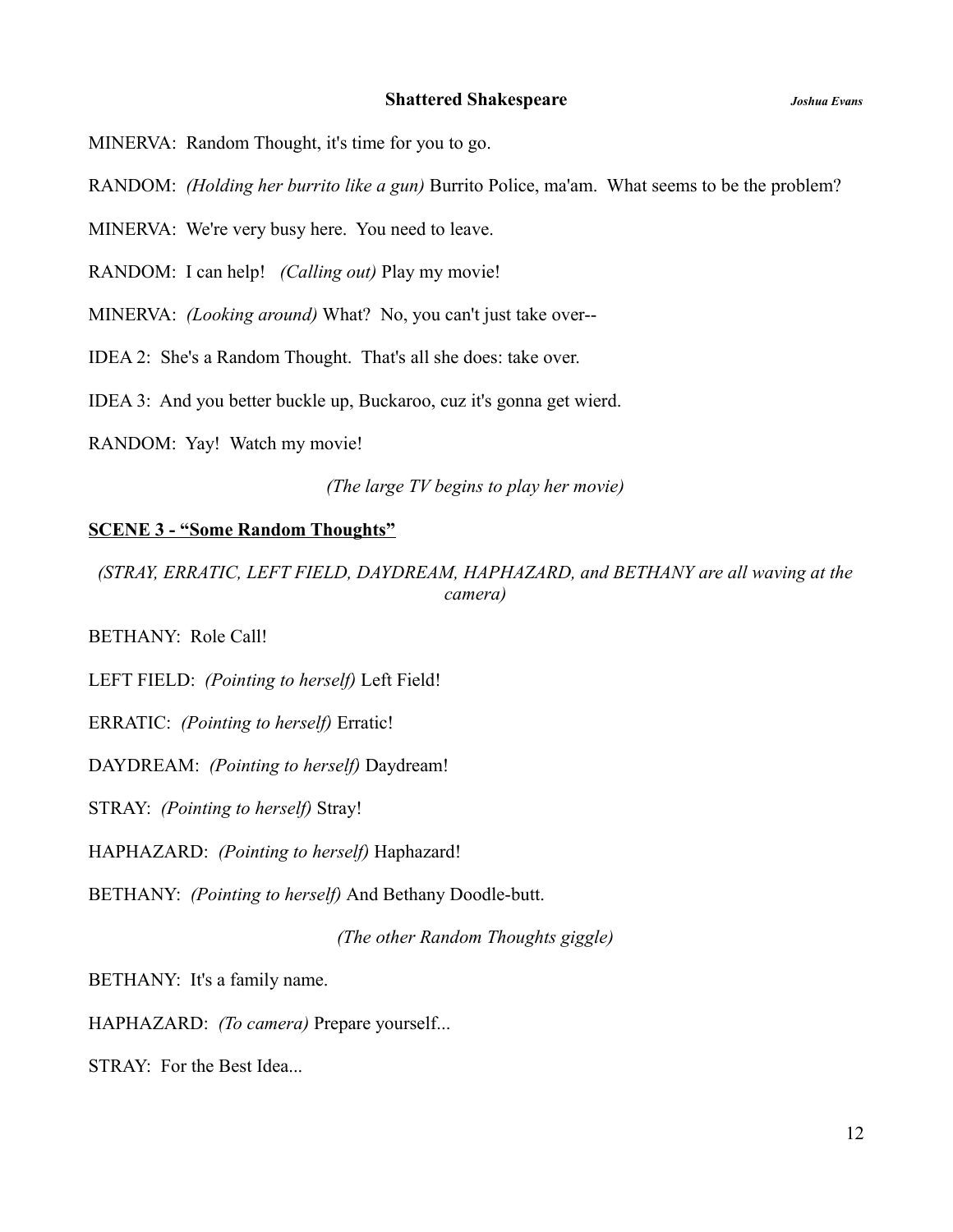MINERVA:  Random Thought, it's time for you to go.

RANDOM:  *(Holding her burrito like a gun)* Burrito Police, ma'am.  What seems to be the problem?

MINERVA:  We're very busy here.  You need to leave.

RANDOM:  I can help!   *(Calling out)* Play my movie!

MINERVA:  *(Looking around)* What?  No, you can't just take over--

IDEA 2:  She's a Random Thought.  That's all she does: take over.

IDEA 3:  And you better buckle up, Buckaroo, cuz it's gonna get wierd.

RANDOM:  Yay!  Watch my movie!

*(The large TV begins to play her movie)*

**SCENE 3 - "Some Random Thoughts"**

*(STRAY, ERRATIC, LEFT FIELD, DAYDREAM, HAPHAZARD, and BETHANY are all waving at the camera)*

BETHANY:  Role Call!

LEFT FIELD:  *(Pointing to herself)* Left Field!

ERRATIC:  *(Pointing to herself)* Erratic!

DAYDREAM:  *(Pointing to herself)* Daydream!

STRAY:  *(Pointing to herself)* Stray!

HAPHAZARD:  *(Pointing to herself)* Haphazard!

BETHANY:  *(Pointing to herself)* And Bethany Doodle-butt.

*(The other Random Thoughts giggle)*

BETHANY:  It's a family name.

HAPHAZARD:  *(To camera)* Prepare yourself...

STRAY:  For the Best Idea...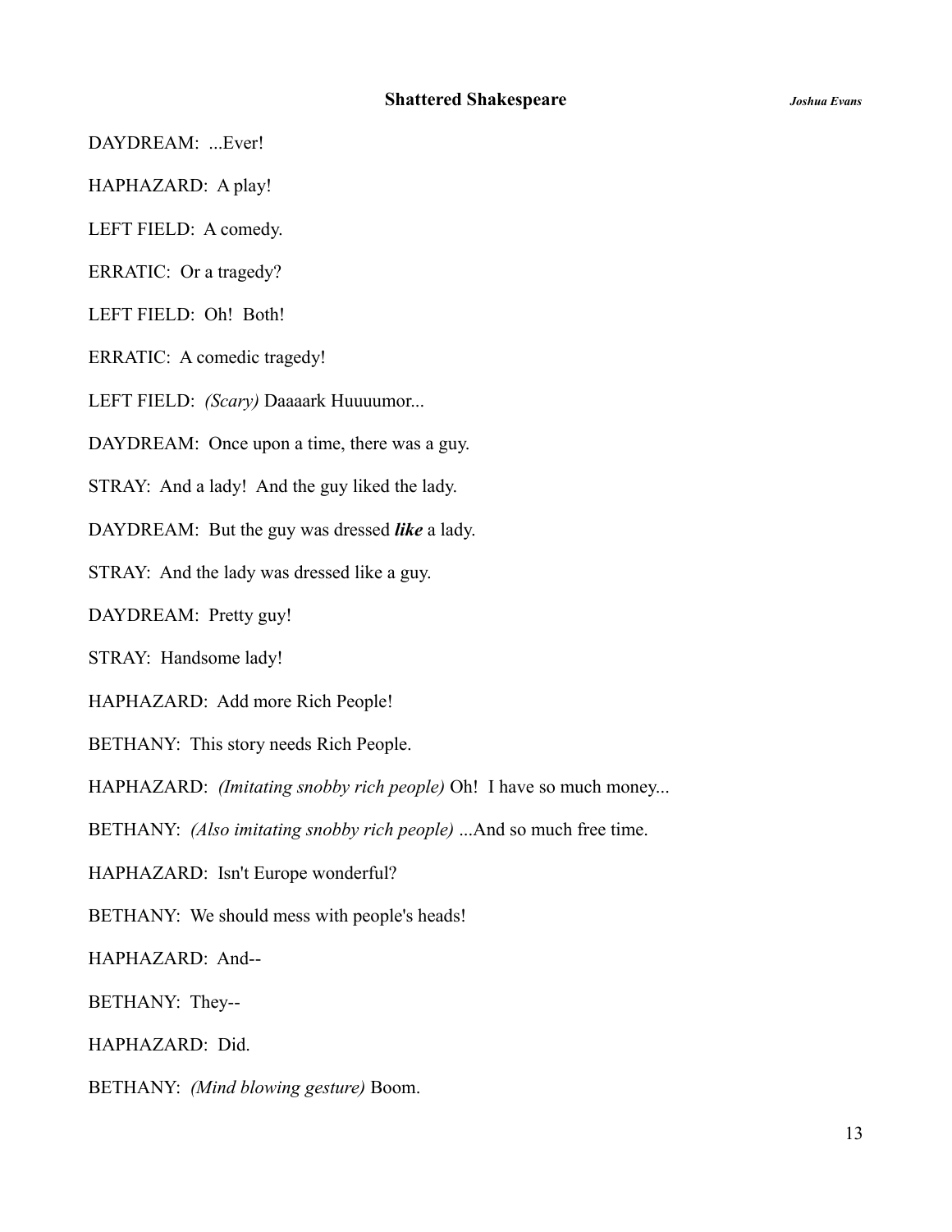DAYDREAM:  ...Ever!

HAPHAZARD:  A play!

LEFT FIELD:  A comedy.

ERRATIC:  Or a tragedy?

LEFT FIELD:  Oh!  Both!

ERRATIC:  A comedic tragedy!

LEFT FIELD:  *(Scary)* Daaaark Huuuumor...

DAYDREAM:  Once upon a time, there was a guy.

STRAY:  And a lady!  And the guy liked the lady.

DAYDREAM:  But the guy was dressed ***like*** a lady.

STRAY:  And the lady was dressed like a guy.

DAYDREAM:  Pretty guy!

STRAY:  Handsome lady!

HAPHAZARD:  Add more Rich People!

BETHANY:  This story needs Rich People.

HAPHAZARD:  *(Imitating snobby rich people)* Oh!  I have so much money...

BETHANY:  *(Also imitating snobby rich people)* ...And so much free time.

HAPHAZARD:  Isn't Europe wonderful?

BETHANY:  We should mess with people's heads!

HAPHAZARD:  And--

BETHANY:  They--

HAPHAZARD:  Did.

BETHANY:  *(Mind blowing gesture)* Boom.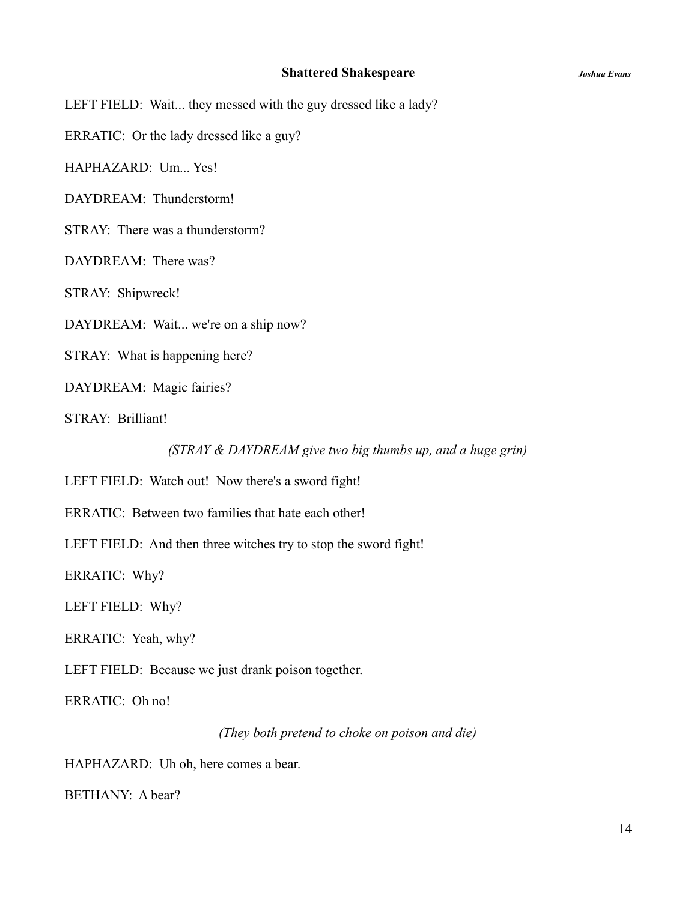LEFT FIELD:  Wait... they messed with the guy dressed like a lady?

ERRATIC:  Or the lady dressed like a guy?

HAPHAZARD:  Um... Yes!

DAYDREAM:  Thunderstorm!

STRAY:  There was a thunderstorm?

DAYDREAM:  There was?

STRAY:  Shipwreck!

DAYDREAM:  Wait... we're on a ship now?

STRAY:  What is happening here?

DAYDREAM:  Magic fairies?

STRAY:  Brilliant!

*(STRAY & DAYDREAM give two big thumbs up, and a huge grin)*

LEFT FIELD:  Watch out!  Now there's a sword fight!

ERRATIC:  Between two families that hate each other!

LEFT FIELD:  And then three witches try to stop the sword fight!

ERRATIC:  Why?

LEFT FIELD:  Why?

ERRATIC:  Yeah, why?

LEFT FIELD:  Because we just drank poison together.

ERRATIC:  Oh no!

*(They both pretend to choke on poison and die)*

HAPHAZARD:  Uh oh, here comes a bear.

BETHANY:  A bear?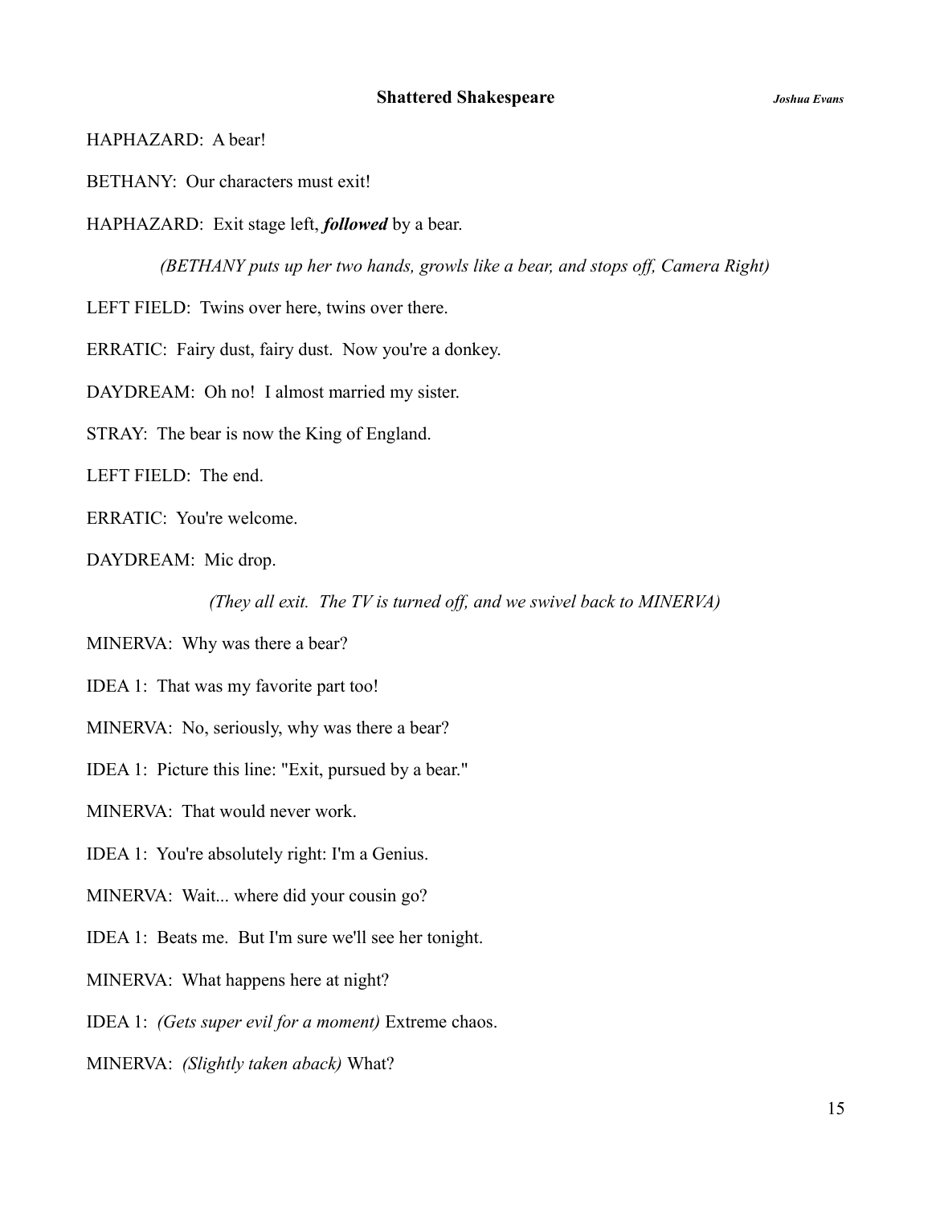HAPHAZARD: A bear!

BETHANY: Our characters must exit!

HAPHAZARD: Exit stage left, ***followed*** by a bear.

*(BETHANY puts up her two hands, growls like a bear, and stops off, Camera Right)*

LEFT FIELD: Twins over here, twins over there.

ERRATIC: Fairy dust, fairy dust. Now you're a donkey.

DAYDREAM: Oh no! I almost married my sister.

STRAY: The bear is now the King of England.

LEFT FIELD: The end.

ERRATIC: You're welcome.

DAYDREAM: Mic drop.

*(They all exit. The TV is turned off, and we swivel back to MINERVA)*

MINERVA: Why was there a bear?

IDEA 1: That was my favorite part too!

MINERVA: No, seriously, why was there a bear?

IDEA 1: Picture this line: "Exit, pursued by a bear."

MINERVA: That would never work.

IDEA 1: You're absolutely right: I'm a Genius.

MINERVA: Wait... where did your cousin go?

IDEA 1: Beats me. But I'm sure we'll see her tonight.

MINERVA: What happens here at night?

IDEA 1: *(Gets super evil for a moment)* Extreme chaos.

MINERVA: *(Slightly taken aback)* What?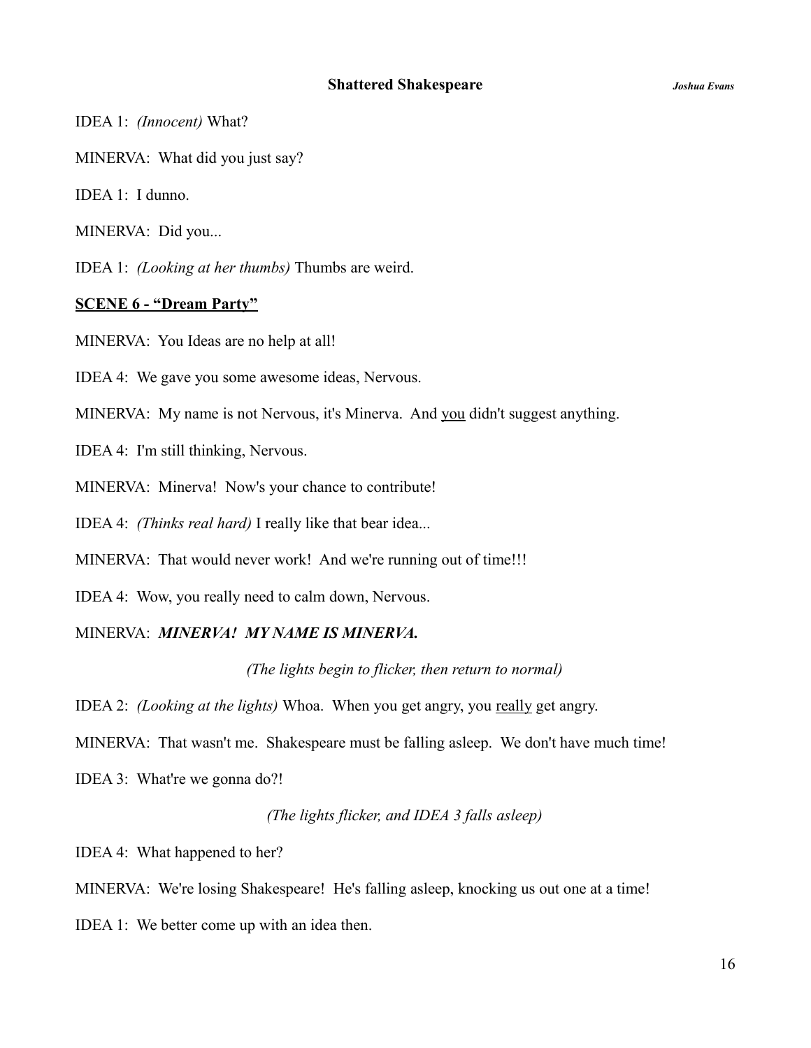IDEA 1: *(Innocent)* What?

MINERVA: What did you just say?

IDEA 1: I dunno.

MINERVA: Did you...

IDEA 1: *(Looking at her thumbs)* Thumbs are weird.

## SCENE 6 - "Dream Party"

MINERVA: You Ideas are no help at all!

IDEA 4: We gave you some awesome ideas, Nervous.

MINERVA: My name is not Nervous, it's Minerva. And <u>you</u> didn't suggest anything.

IDEA 4: I'm still thinking, Nervous.

MINERVA: Minerva! Now's your chance to contribute!

IDEA 4: *(Thinks real hard)* I really like that bear idea...

MINERVA: That would never work! And we're running out of time!!!

IDEA 4: Wow, you really need to calm down, Nervous.

MINERVA: ***MINERVA! MY NAME IS MINERVA.***

*(The lights begin to flicker, then return to normal)*

IDEA 2: *(Looking at the lights)* Whoa. When you get angry, you <u>really</u> get angry.

MINERVA: That wasn't me. Shakespeare must be falling asleep. We don't have much time!

IDEA 3: What're we gonna do?!

*(The lights flicker, and IDEA 3 falls asleep)*

IDEA 4: What happened to her?

MINERVA: We're losing Shakespeare! He's falling asleep, knocking us out one at a time!

IDEA 1: We better come up with an idea then.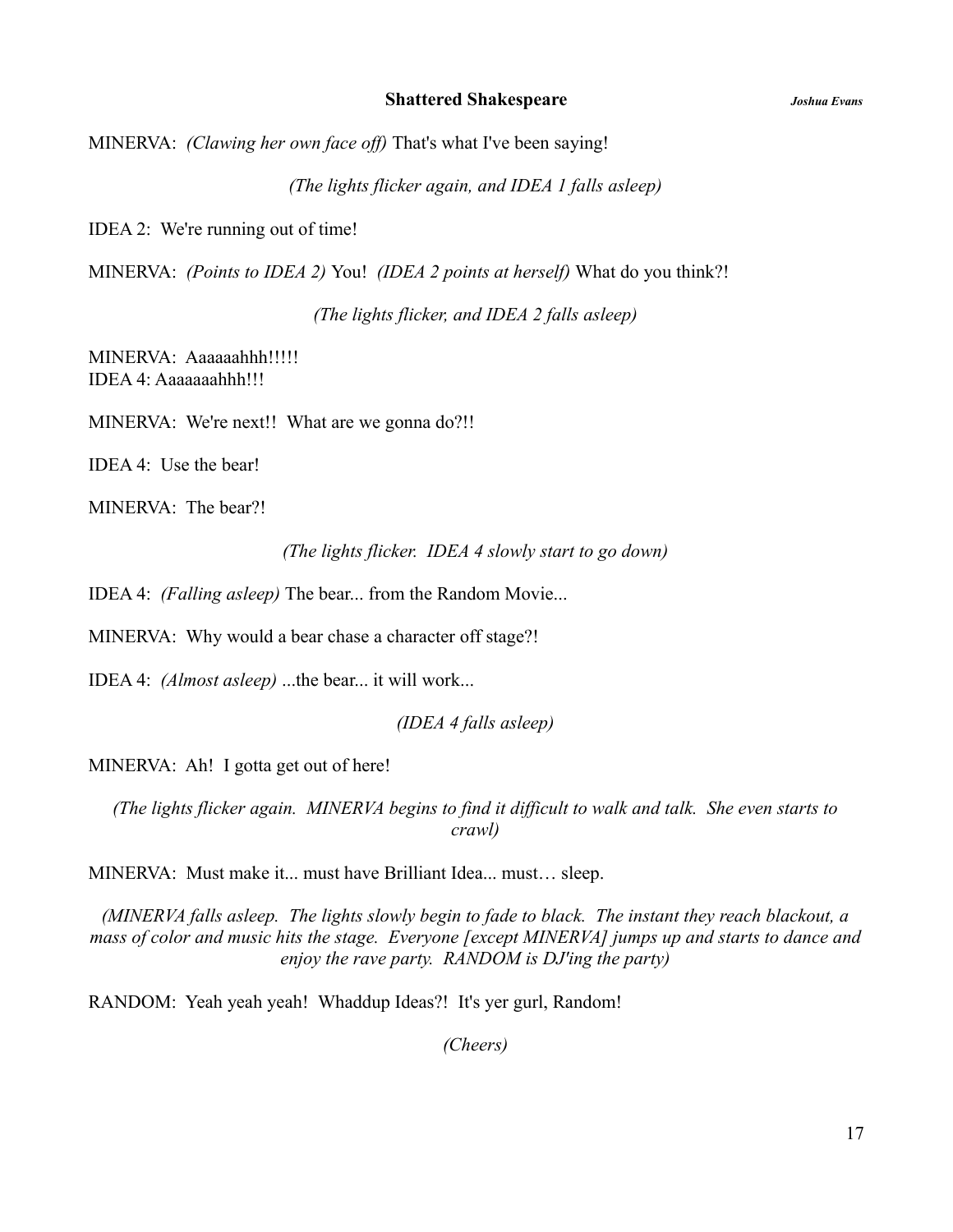MINERVA: *(Clawing her own face off)* That's what I've been saying!

*(The lights flicker again, and IDEA 1 falls asleep)*

IDEA 2: We're running out of time!

MINERVA: *(Points to IDEA 2)* You! *(IDEA 2 points at herself)* What do you think?!

*(The lights flicker, and IDEA 2 falls asleep)*

MINERVA: Aaaaaahhh!!!!!
IDEA 4: Aaaaaaahhh!!!

MINERVA: We're next!! What are we gonna do?!!

IDEA 4: Use the bear!

MINERVA: The bear?!

*(The lights flicker. IDEA 4 slowly start to go down)*

IDEA 4: *(Falling asleep)* The bear... from the Random Movie...

MINERVA: Why would a bear chase a character off stage?!

IDEA 4: *(Almost asleep)* ...the bear... it will work...

*(IDEA 4 falls asleep)*

MINERVA: Ah! I gotta get out of here!

*(The lights flicker again. MINERVA begins to find it difficult to walk and talk. She even starts to crawl)*

MINERVA: Must make it... must have Brilliant Idea... must… sleep.

*(MINERVA falls asleep. The lights slowly begin to fade to black. The instant they reach blackout, a mass of color and music hits the stage. Everyone [except MINERVA] jumps up and starts to dance and enjoy the rave party. RANDOM is DJ'ing the party)*

RANDOM: Yeah yeah yeah! Whaddup Ideas?! It's yer gurl, Random!

*(Cheers)*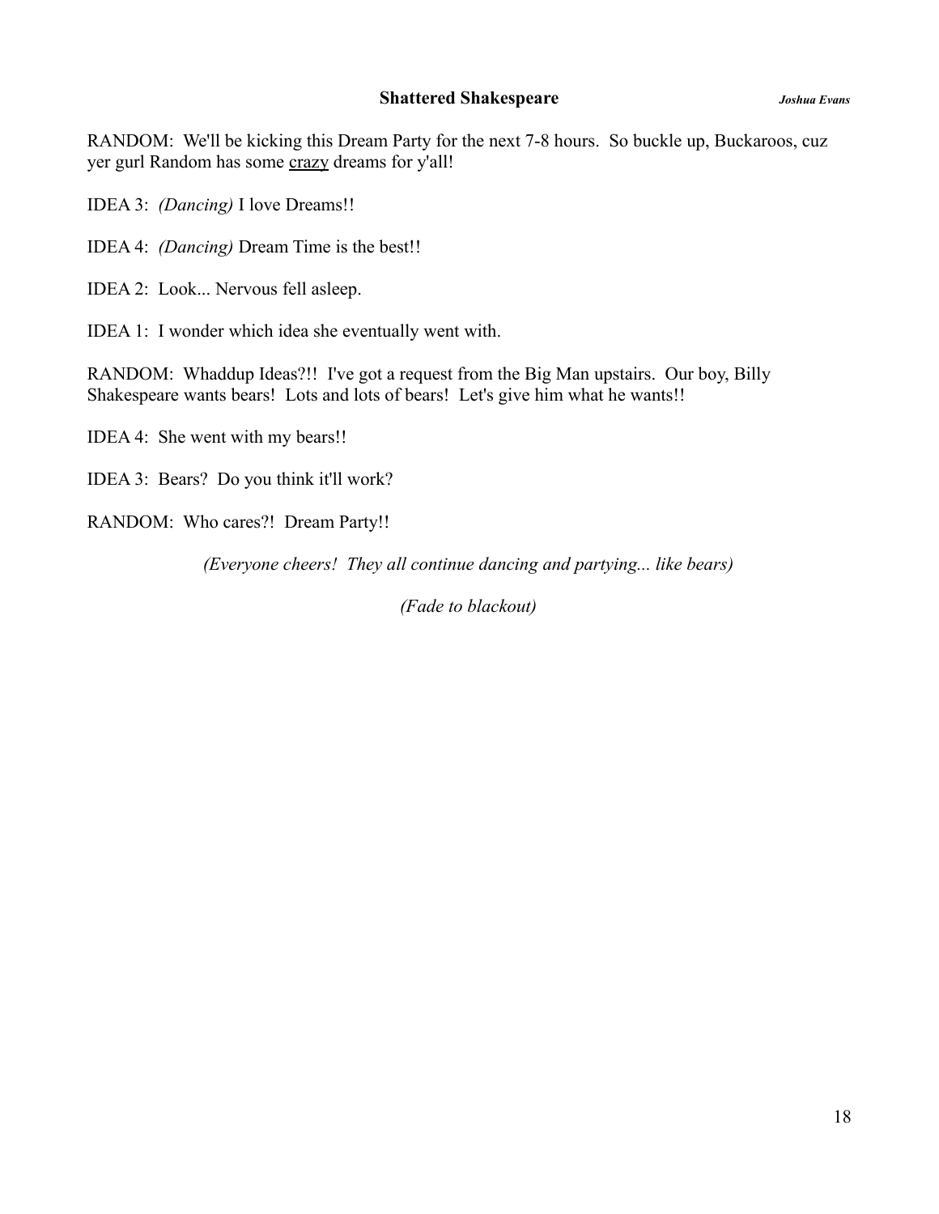RANDOM: We'll be kicking this Dream Party for the next 7-8 hours. So buckle up, Buckaroos, cuz yer gurl Random has some <u>crazy</u> dreams for y'all!

IDEA 3: *(Dancing)* I love Dreams!!

IDEA 4: *(Dancing)* Dream Time is the best!!

IDEA 2: Look... Nervous fell asleep.

IDEA 1: I wonder which idea she eventually went with.

RANDOM: Whaddup Ideas?!! I've got a request from the Big Man upstairs. Our boy, Billy Shakespeare wants bears! Lots and lots of bears! Let's give him what he wants!!

IDEA 4: She went with my bears!!

IDEA 3: Bears? Do you think it'll work?

RANDOM: Who cares?! Dream Party!!

*(Everyone cheers! They all continue dancing and partying... like bears)*

*(Fade to blackout)*